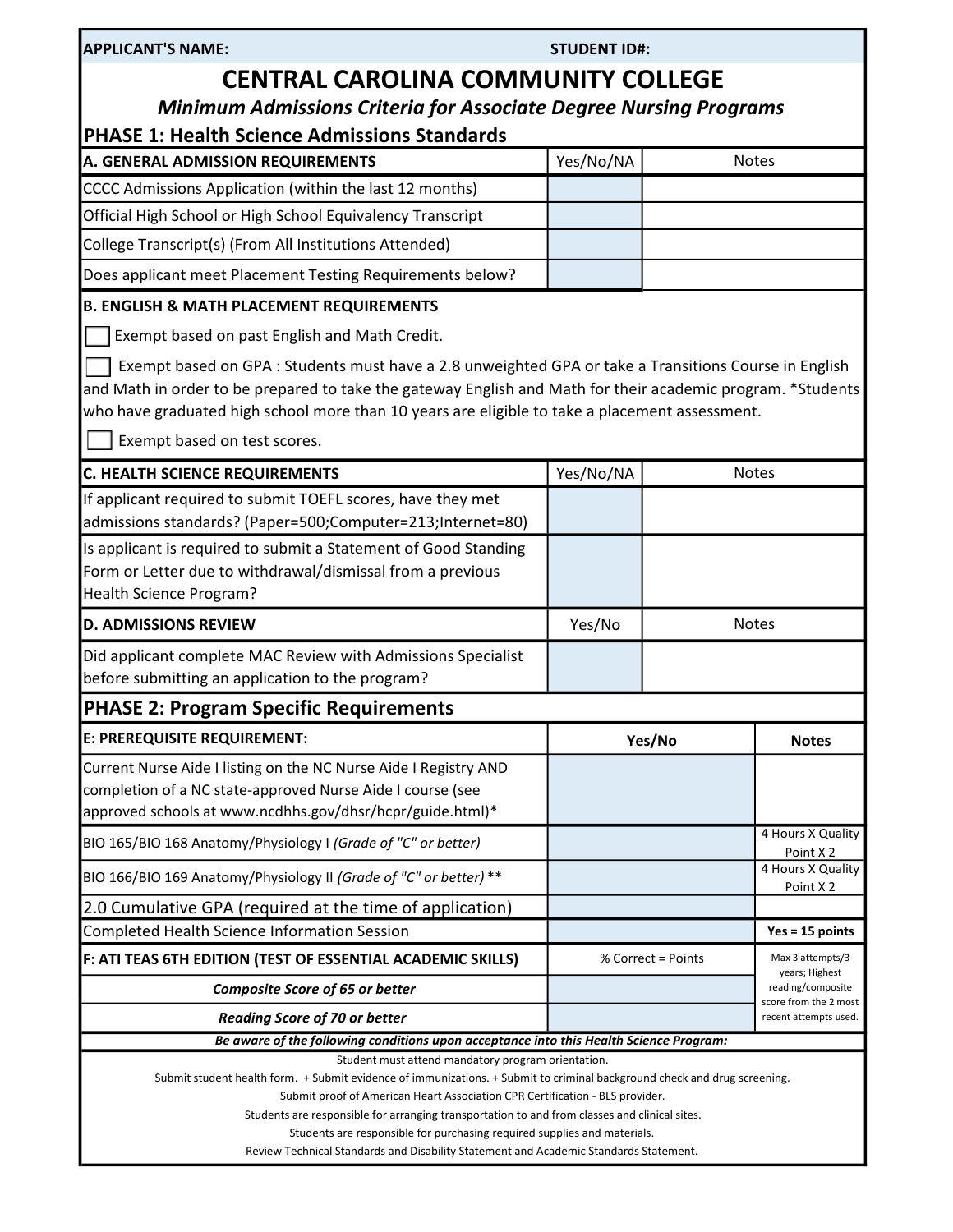**APPLICANT'S NAME:** **STUDENT ID#:**

# CENTRAL CAROLINA COMMUNITY COLLEGE

***Minimum Admissions Criteria for Associate Degree Nursing Programs***

## PHASE 1: Health Science Admissions Standards

| A. GENERAL ADMISSION REQUIREMENTS | Yes/No/NA | Notes |
|---|---|---|
| CCCC Admissions Application (within the last 12 months) | | |
| Official High School or High School Equivalency Transcript | | |
| College Transcript(s) (From All Institutions Attended) | | |
| Does applicant meet Placement Testing Requirements below? | | |

**B. ENGLISH & MATH PLACEMENT REQUIREMENTS**

- [ ] Exempt based on past English and Math Credit.
- [ ] Exempt based on GPA : Students must have a 2.8 unweighted GPA or take a Transitions Course in English and Math in order to be prepared to take the gateway English and Math for their academic program. *Students who have graduated high school more than 10 years are eligible to take a placement assessment.
- [ ] Exempt based on test scores.

| C. HEALTH SCIENCE REQUIREMENTS | Yes/No/NA | Notes |
|---|---|---|
| If applicant required to submit TOEFL scores, have they met admissions standards? (Paper=500;Computer=213;Internet=80) | | |
| Is applicant is required to submit a Statement of Good Standing Form or Letter due to withdrawal/dismissal from a previous Health Science Program? | | |

| D. ADMISSIONS REVIEW | Yes/No | Notes |
|---|---|---|
| Did applicant complete MAC Review with Admissions Specialist before submitting an application to the program? | | |

## PHASE 2: Program Specific Requirements

| E: PREREQUISITE REQUIREMENT: | Yes/No | Notes |
|---|---|---|
| Current Nurse Aide I listing on the NC Nurse Aide I Registry AND completion of a NC state-approved Nurse Aide I course (see approved schools at www.ncdhhs.gov/dhsr/hcpr/guide.html)* | | |
| BIO 165/BIO 168 Anatomy/Physiology I *(Grade of "C" or better)* | | 4 Hours X Quality Point X 2 |
| BIO 166/BIO 169 Anatomy/Physiology II *(Grade of "C" or better)* ** | | 4 Hours X Quality Point X 2 |
| 2.0 Cumulative GPA (required at the time of application) | | |
| Completed Health Science Information Session | | **Yes = 15 points** |
| **F: ATI TEAS 6TH EDITION (TEST OF ESSENTIAL ACADEMIC SKILLS)** | % Correct = Points | Max 3 attempts/3 years; Highest reading/composite score from the 2 most recent attempts used. |
| ***Composite Score of 65 or better*** | | |
| ***Reading Score of 70 or better*** | | |

***Be aware of the following conditions upon acceptance into this Health Science Program:***

Student must attend mandatory program orientation.

Submit student health form. + Submit evidence of immunizations. + Submit to criminal background check and drug screening.

Submit proof of American Heart Association CPR Certification - BLS provider.

Students are responsible for arranging transportation to and from classes and clinical sites.

Students are responsible for purchasing required supplies and materials.

Review Technical Standards and Disability Statement and Academic Standards Statement.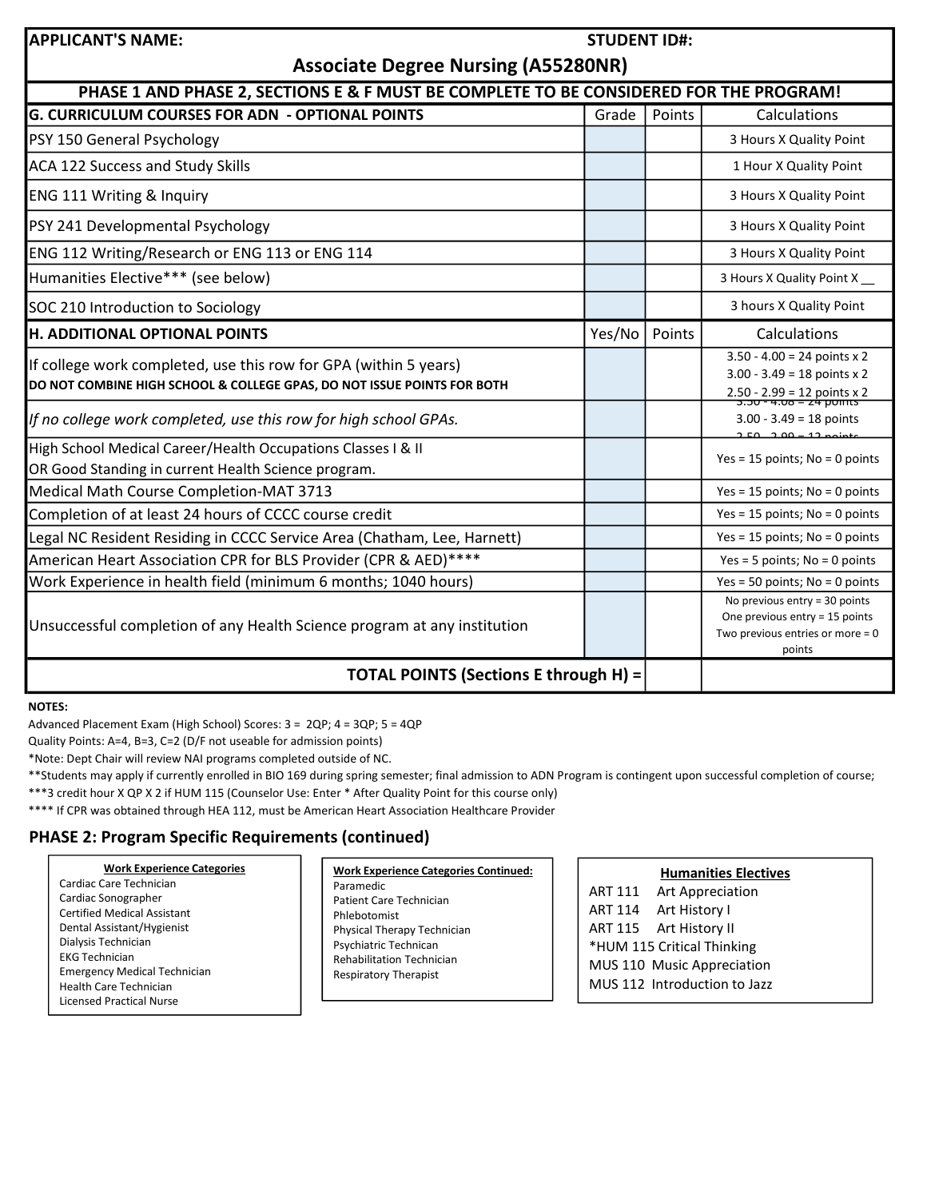| APPLICANT'S NAME: | | STUDENT ID#: |
|---|---|---|

## Associate Degree Nursing (A55280NR)

**PHASE 1 AND PHASE 2, SECTIONS E & F MUST BE COMPLETE TO BE CONSIDERED FOR THE PROGRAM!**

| G. CURRICULUM COURSES FOR ADN - OPTIONAL POINTS | Grade | Points | Calculations |
|---|---|---|---|
| PSY 150 General Psychology | | | 3 Hours X Quality Point |
| ACA 122 Success and Study Skills | | | 1 Hour X Quality Point |
| ENG 111 Writing & Inquiry | | | 3 Hours X Quality Point |
| PSY 241 Developmental Psychology | | | 3 Hours X Quality Point |
| ENG 112 Writing/Research or ENG 113 or ENG 114 | | | 3 Hours X Quality Point |
| Humanities Elective*** (see below) | | | 3 Hours X Quality Point X __ |
| SOC 210 Introduction to Sociology | | | 3 hours X Quality Point |
| **H. ADDITIONAL OPTIONAL POINTS** | **Yes/No** | **Points** | **Calculations** |
| If college work completed, use this row for GPA (within 5 years) **DO NOT COMBINE HIGH SCHOOL & COLLEGE GPAS, DO NOT ISSUE POINTS FOR BOTH** | | | 3.50 - 4.00 = 24 points x 2<br>3.00 - 3.49 = 18 points x 2<br>2.50 - 2.99 = 12 points x 2 |
| *If no college work completed, use this row for high school GPAs.* | | | 3.50 - 4.00 = 24 points<br>3.00 - 3.49 = 18 points<br>2.50 - 2.99 = 12 points |
| High School Medical Career/Health Occupations Classes I & II OR Good Standing in current Health Science program. | | | Yes = 15 points; No = 0 points |
| Medical Math Course Completion-MAT 3713 | | | Yes = 15 points; No = 0 points |
| Completion of at least 24 hours of CCCC course credit | | | Yes = 15 points; No = 0 points |
| Legal NC Resident Residing in CCCC Service Area (Chatham, Lee, Harnett) | | | Yes = 15 points; No = 0 points |
| American Heart Association CPR for BLS Provider (CPR & AED)**** | | | Yes = 5 points; No = 0 points |
| Work Experience in health field (minimum 6 months; 1040 hours) | | | Yes = 50 points; No = 0 points |
| Unsuccessful completion of any Health Science program at any institution | | | No previous entry = 30 points<br>One previous entry = 15 points<br>Two previous entries or more = 0 points |
| **TOTAL POINTS (Sections E through H) =** | | | |

**NOTES:**

Advanced Placement Exam (High School) Scores: 3 = 2QP; 4 = 3QP; 5 = 4QP

Quality Points: A=4, B=3, C=2 (D/F not useable for admission points)

*Note: Dept Chair will review NAI programs completed outside of NC.

**Students may apply if currently enrolled in BIO 169 during spring semester; final admission to ADN Program is contingent upon successful completion of course;

***3 credit hour X QP X 2 if HUM 115 (Counselor Use: Enter * After Quality Point for this course only)

**** If CPR was obtained through HEA 112, must be American Heart Association Healthcare Provider

## PHASE 2: Program Specific Requirements (continued)

**Work Experience Categories**

- Cardiac Care Technician
- Cardiac Sonographer
- Certified Medical Assistant
- Dental Assistant/Hygienist
- Dialysis Technician
- EKG Technician
- Emergency Medical Technician
- Health Care Technician
- Licensed Practical Nurse

**Work Experience Categories Continued:**

- Paramedic
- Patient Care Technician
- Phlebotomist
- Physical Therapy Technician
- Psychiatric Technician
- Rehabilitation Technician
- Respiratory Therapist

**Humanities Electives**

- ART 111 Art Appreciation
- ART 114 Art History I
- ART 115 Art History II
- *HUM 115 Critical Thinking
- MUS 110 Music Appreciation
- MUS 112 Introduction to Jazz